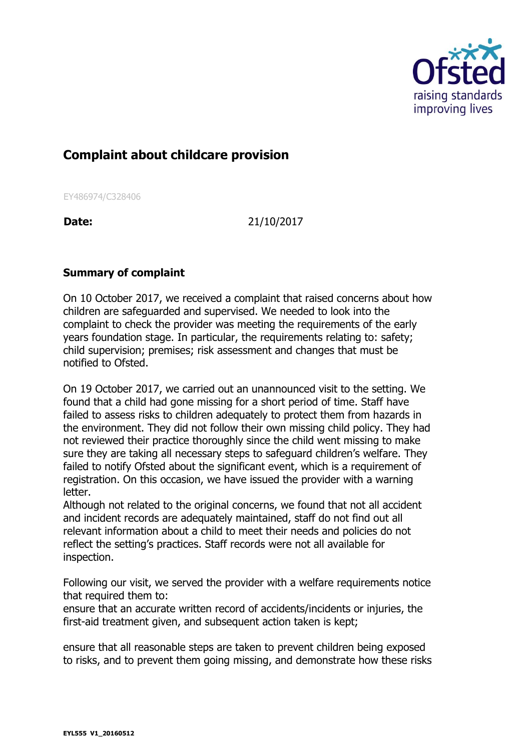# Complaint about childcare provision

EY486974/C328406

**Date:** 21/10/2017

## Summary of complaint

On 10 October 2017, we received a complaint that raised concerns about how children are safeguarded and supervised. We needed to look into the complaint to check the provider was meeting the requirements of the early years foundation stage. In particular, the requirements relating to: safety; child supervision; premises; risk assessment and changes that must be notified to Ofsted.

On 19 October 2017, we carried out an unannounced visit to the setting. We found that a child had gone missing for a short period of time. Staff have failed to assess risks to children adequately to protect them from hazards in the environment. They did not follow their own missing child policy. They had not reviewed their practice thoroughly since the child went missing to make sure they are taking all necessary steps to safeguard children's welfare. They failed to notify Ofsted about the significant event, which is a requirement of registration. On this occasion, we have issued the provider with a warning letter.

Although not related to the original concerns, we found that not all accident and incident records are adequately maintained, staff do not find out all relevant information about a child to meet their needs and policies do not reflect the setting's practices. Staff records were not all available for inspection.

Following our visit, we served the provider with a welfare requirements notice that required them to:

ensure that an accurate written record of accidents/incidents or injuries, the first-aid treatment given, and subsequent action taken is kept;

ensure that all reasonable steps are taken to prevent children being exposed to risks, and to prevent them going missing, and demonstrate how these risks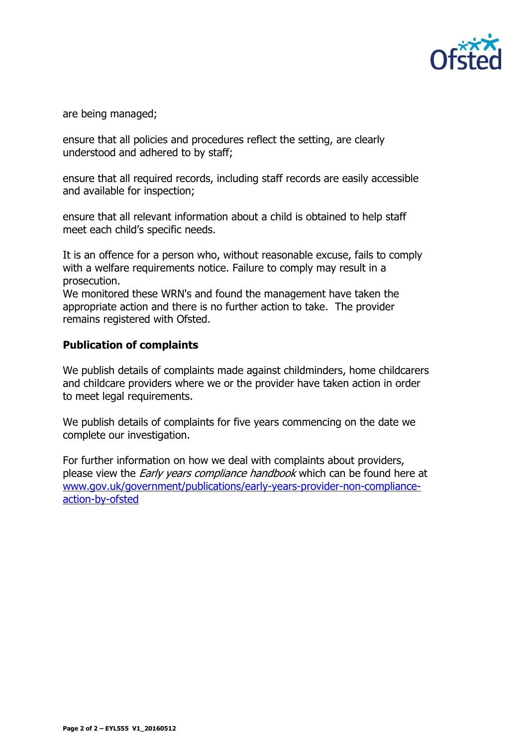are being managed;

ensure that all policies and procedures reflect the setting, are clearly understood and adhered to by staff;

ensure that all required records, including staff records are easily accessible and available for inspection;

ensure that all relevant information about a child is obtained to help staff meet each child's specific needs.

It is an offence for a person who, without reasonable excuse, fails to comply with a welfare requirements notice. Failure to comply may result in a prosecution.
We monitored these WRN's and found the management have taken the appropriate action and there is no further action to take. The provider remains registered with Ofsted.

**Publication of complaints**

We publish details of complaints made against childminders, home childcarers and childcare providers where we or the provider have taken action in order to meet legal requirements.

We publish details of complaints for five years commencing on the date we complete our investigation.

For further information on how we deal with complaints about providers, please view the *Early years compliance handbook* which can be found here at [www.gov.uk/government/publications/early-years-provider-non-compliance-action-by-ofsted](www.gov.uk/government/publications/early-years-provider-non-compliance-action-by-ofsted)